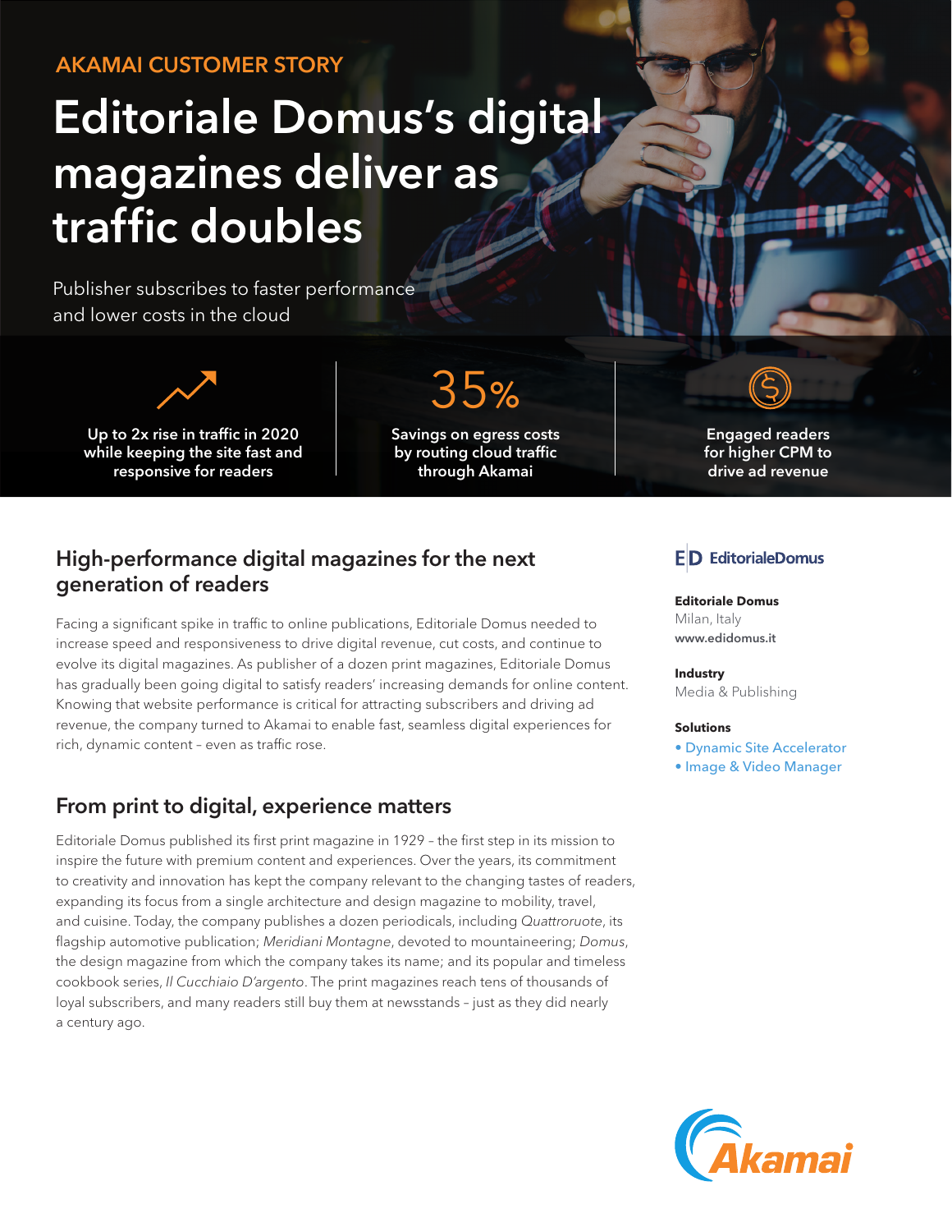AKAMAI CUSTOMER STORY

# Editoriale Domus's digital magazines deliver as traffic doubles

Publisher subscribes to faster performance and lower costs in the cloud

**Up to 2x rise in traffic in 2020 while keeping the site fast and responsive for readers**

**35%**

**Savings on egress costs by routing cloud traffic through Akamai**

**Engaged readers for higher CPM to drive ad revenue**

## High-performance digital magazines for the next generation of readers

Facing a significant spike in traffic to online publications, Editoriale Domus needed to increase speed and responsiveness to drive digital revenue, cut costs, and continue to evolve its digital magazines. As publisher of a dozen print magazines, Editoriale Domus has gradually been going digital to satisfy readers' increasing demands for online content. Knowing that website performance is critical for attracting subscribers and driving ad revenue, the company turned to Akamai to enable fast, seamless digital experiences for rich, dynamic content – even as traffic rose.

## From print to digital, experience matters

Editoriale Domus published its first print magazine in 1929 – the first step in its mission to inspire the future with premium content and experiences. Over the years, its commitment to creativity and innovation has kept the company relevant to the changing tastes of readers, expanding its focus from a single architecture and design magazine to mobility, travel, and cuisine. Today, the company publishes a dozen periodicals, including *Quattroruote*, its flagship automotive publication; *Meridiani Montagne*, devoted to mountaineering; *Domus*, the design magazine from which the company takes its name; and its popular and timeless cookbook series, *Il Cucchiaio D'argento*. The print magazines reach tens of thousands of loyal subscribers, and many readers still buy them at newsstands – just as they did nearly a century ago.

EditorialeDomus

**Editoriale Domus**
Milan, Italy
www.edidomus.it

**Industry**
Media & Publishing

**Solutions**
- Dynamic Site Accelerator
- Image & Video Manager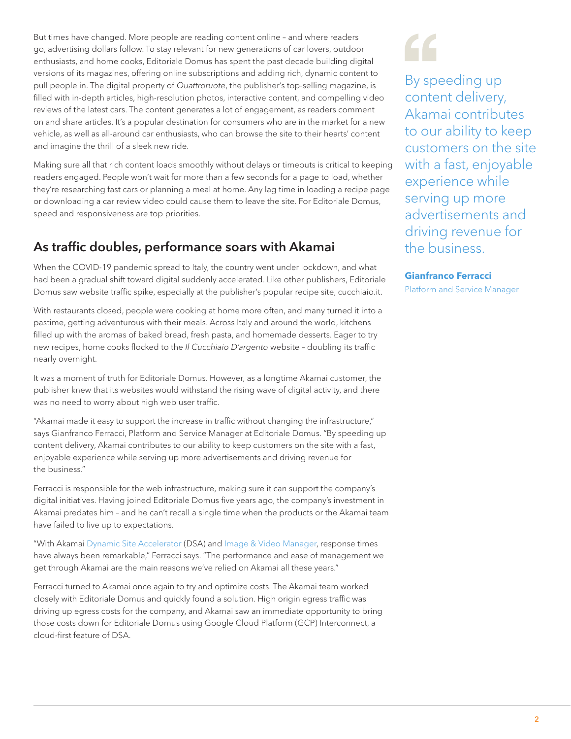But times have changed. More people are reading content online – and where readers go, advertising dollars follow. To stay relevant for new generations of car lovers, outdoor enthusiasts, and home cooks, Editoriale Domus has spent the past decade building digital versions of its magazines, offering online subscriptions and adding rich, dynamic content to pull people in. The digital property of *Quattroruote*, the publisher's top-selling magazine, is filled with in-depth articles, high-resolution photos, interactive content, and compelling video reviews of the latest cars. The content generates a lot of engagement, as readers comment on and share articles. It's a popular destination for consumers who are in the market for a new vehicle, as well as all-around car enthusiasts, who can browse the site to their hearts' content and imagine the thrill of a sleek new ride.

Making sure all that rich content loads smoothly without delays or timeouts is critical to keeping readers engaged. People won't wait for more than a few seconds for a page to load, whether they're researching fast cars or planning a meal at home. Any lag time in loading a recipe page or downloading a car review video could cause them to leave the site. For Editoriale Domus, speed and responsiveness are top priorities.

## As traffic doubles, performance soars with Akamai

When the COVID-19 pandemic spread to Italy, the country went under lockdown, and what had been a gradual shift toward digital suddenly accelerated. Like other publishers, Editoriale Domus saw website traffic spike, especially at the publisher's popular recipe site, cucchiaio.it.

With restaurants closed, people were cooking at home more often, and many turned it into a pastime, getting adventurous with their meals. Across Italy and around the world, kitchens filled up with the aromas of baked bread, fresh pasta, and homemade desserts. Eager to try new recipes, home cooks flocked to the *Il Cucchiaio D'argento* website – doubling its traffic nearly overnight.

It was a moment of truth for Editoriale Domus. However, as a longtime Akamai customer, the publisher knew that its websites would withstand the rising wave of digital activity, and there was no need to worry about high web user traffic.

"Akamai made it easy to support the increase in traffic without changing the infrastructure," says Gianfranco Ferracci, Platform and Service Manager at Editoriale Domus. "By speeding up content delivery, Akamai contributes to our ability to keep customers on the site with a fast, enjoyable experience while serving up more advertisements and driving revenue for the business."

Ferracci is responsible for the web infrastructure, making sure it can support the company's digital initiatives. Having joined Editoriale Domus five years ago, the company's investment in Akamai predates him – and he can't recall a single time when the products or the Akamai team have failed to live up to expectations.

"With Akamai Dynamic Site Accelerator (DSA) and Image & Video Manager, response times have always been remarkable," Ferracci says. "The performance and ease of management we get through Akamai are the main reasons we've relied on Akamai all these years."

Ferracci turned to Akamai once again to try and optimize costs. The Akamai team worked closely with Editoriale Domus and quickly found a solution. High origin egress traffic was driving up egress costs for the company, and Akamai saw an immediate opportunity to bring those costs down for Editoriale Domus using Google Cloud Platform (GCP) Interconnect, a cloud-first feature of DSA.

> "By speeding up content delivery, Akamai contributes to our ability to keep customers on the site with a fast, enjoyable experience while serving up more advertisements and driving revenue for the business."
>
> **Gianfranco Ferracci**
> Platform and Service Manager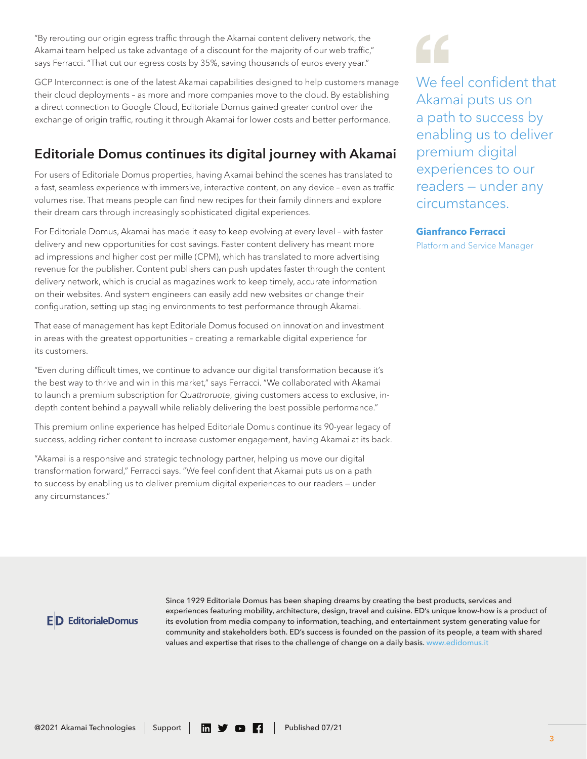"By rerouting our origin egress traffic through the Akamai content delivery network, the Akamai team helped us take advantage of a discount for the majority of our web traffic," says Ferracci. "That cut our egress costs by 35%, saving thousands of euros every year."

GCP Interconnect is one of the latest Akamai capabilities designed to help customers manage their cloud deployments – as more and more companies move to the cloud. By establishing a direct connection to Google Cloud, Editoriale Domus gained greater control over the exchange of origin traffic, routing it through Akamai for lower costs and better performance.

## Editoriale Domus continues its digital journey with Akamai

For users of Editoriale Domus properties, having Akamai behind the scenes has translated to a fast, seamless experience with immersive, interactive content, on any device – even as traffic volumes rise. That means people can find new recipes for their family dinners and explore their dream cars through increasingly sophisticated digital experiences.

For Editoriale Domus, Akamai has made it easy to keep evolving at every level – with faster delivery and new opportunities for cost savings. Faster content delivery has meant more ad impressions and higher cost per mille (CPM), which has translated to more advertising revenue for the publisher. Content publishers can push updates faster through the content delivery network, which is crucial as magazines work to keep timely, accurate information on their websites. And system engineers can easily add new websites or change their configuration, setting up staging environments to test performance through Akamai.

That ease of management has kept Editoriale Domus focused on innovation and investment in areas with the greatest opportunities – creating a remarkable digital experience for its customers.

"Even during difficult times, we continue to advance our digital transformation because it's the best way to thrive and win in this market," says Ferracci. "We collaborated with Akamai to launch a premium subscription for *Quattroruote*, giving customers access to exclusive, in-depth content behind a paywall while reliably delivering the best possible performance."

This premium online experience has helped Editoriale Domus continue its 90-year legacy of success, adding richer content to increase customer engagement, having Akamai at its back.

"Akamai is a responsive and strategic technology partner, helping us move our digital transformation forward," Ferracci says. "We feel confident that Akamai puts us on a path to success by enabling us to deliver premium digital experiences to our readers — under any circumstances."

> We feel confident that Akamai puts us on a path to success by enabling us to deliver premium digital experiences to our readers — under any circumstances.
>
> **Gianfranco Ferracci**
> Platform and Service Manager

EditorialeDomus

Since 1929 Editoriale Domus has been shaping dreams by creating the best products, services and experiences featuring mobility, architecture, design, travel and cuisine. ED's unique know-how is a product of its evolution from media company to information, teaching, and entertainment system generating value for community and stakeholders both. ED's success is founded on the passion of its people, a team with shared values and expertise that rises to the challenge of change on a daily basis. www.edidomus.it

@2021 Akamai Technologies | Support | Published 07/21